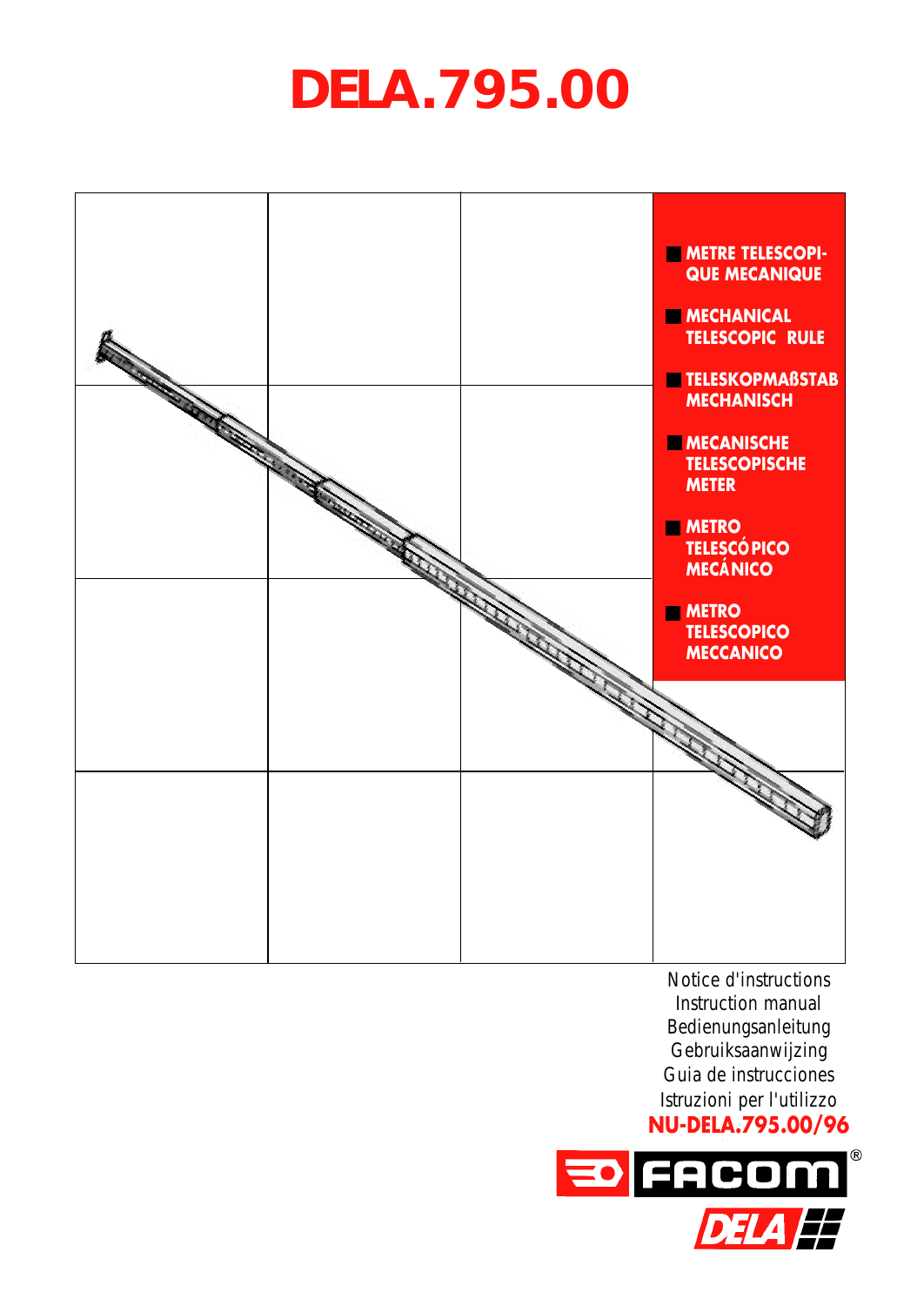# DELA.795.00

- **METRE TELESCOPIQUE MECANIQUE**
- **MECHANICAL TELESCOPIC RULE**
- **TELESKOPMAßSTAB MECHANISCH**
- **MECANISCHE TELESCOPISCHE METER**
- **METRO TELESCÓPICO MECÁNICO**
- **METRO TELESCOPICO MECCANICO**

Notice d'instructions
Instruction manual
Bedienungsanleitung
Gebruiksaanwijzing
Guia de instrucciones
Istruzioni per l'utilizzo

**NU-DELA.795.00/96**

FACOM®
DELA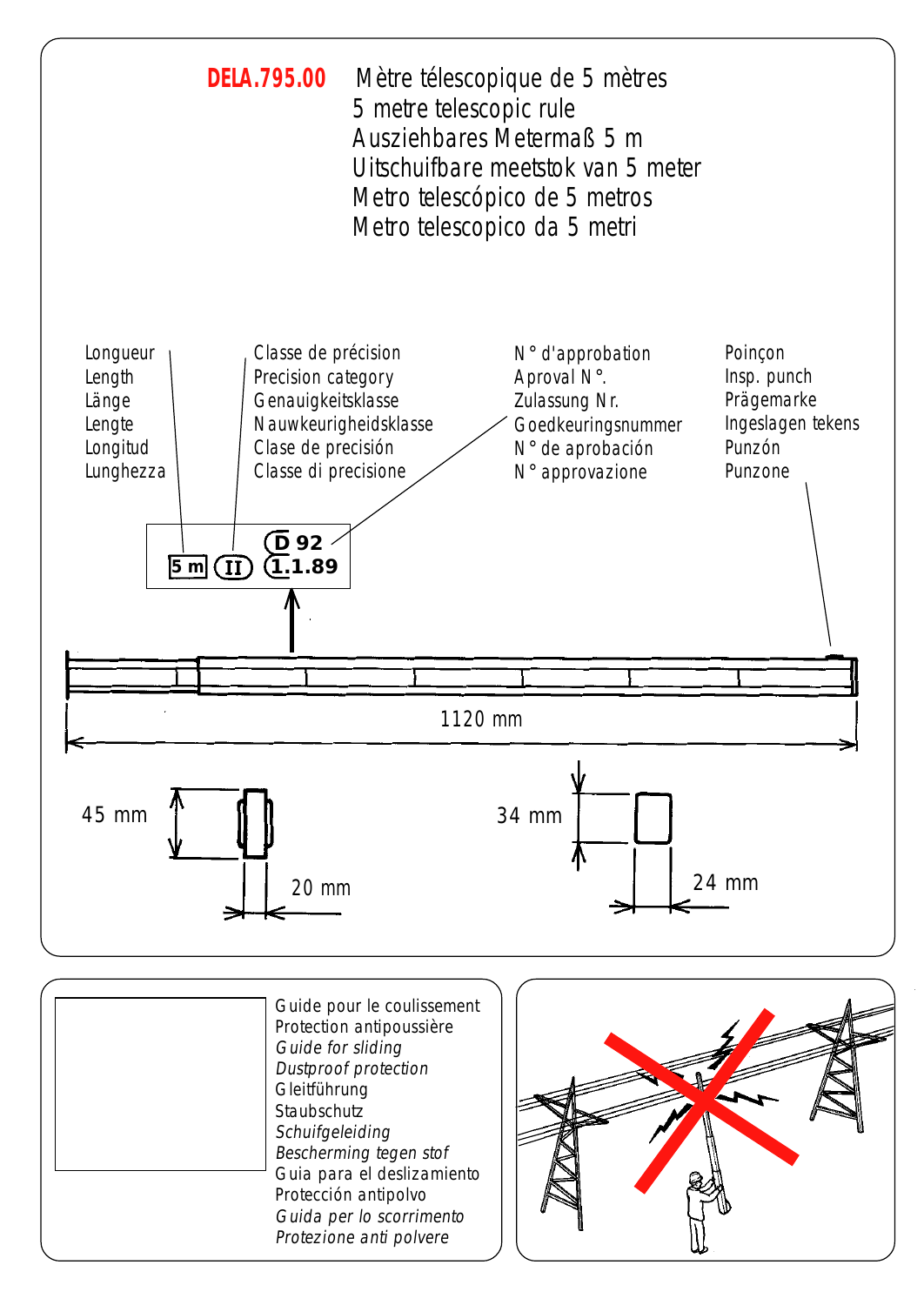**DELA.795.00** Mètre télescopique de 5 mètres
5 metre telescopic rule
Ausziehbares Metermaß 5 m
Uitschuifbare meetstok van 5 meter
Metro telescópico de 5 metros
Metro telescopico da 5 metri

Longueur
Length
Länge
Lengte
Longitud
Lunghezza

Classe de précision
Precision category
Genauigkeitsklasse
Nauwkeurigheidsklasse
Clase de precisión
Classe di precisione

N° d'approbation
Aproval N°.
Zulassung Nr.
Goedkeuringsnummer
N° de aprobación
N° approvazione

Poinçon
Insp. punch
Prägemarke
Ingeslagen tekens
Punzón
Punzone

5 m (II) D 92 1.1.89

1120 mm

45 mm

20 mm

34 mm

24 mm

Guide pour le coulissement
Protection antipoussière
*Guide for sliding*
*Dustproof protection*
Gleitführung
Staubschutz
*Schuifgeleiding*
*Bescherming tegen stof*
Guia para el deslizamiento
Protección antipolvo
*Guida per lo scorrimento*
*Protezione anti polvere*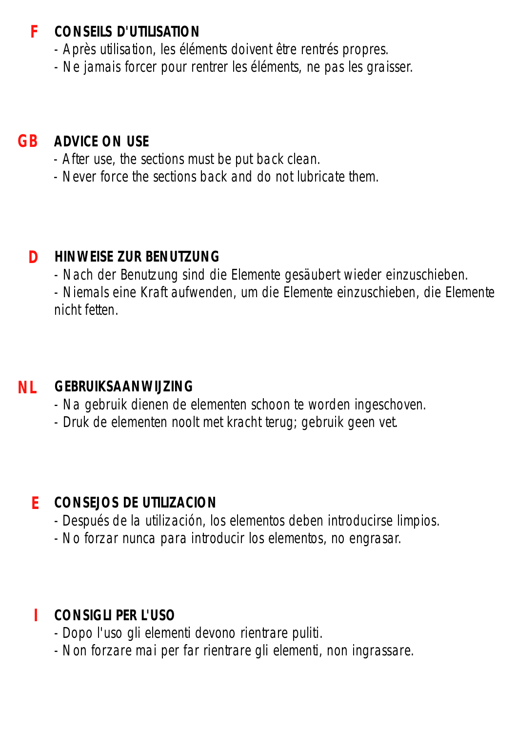## F CONSEILS D'UTILISATION

- Après utilisation, les éléments doivent être rentrés propres.
- Ne jamais forcer pour rentrer les éléments, ne pas les graisser.

## GB ADVICE ON USE

- After use, the sections must be put back clean.
- Never force the sections back and do not lubricate them.

## D HINWEISE ZUR BENUTZUNG

- Nach der Benutzung sind die Elemente gesäubert wieder einzuschieben.
- Niemals eine Kraft aufwenden, um die Elemente einzuschieben, die Elemente nicht fetten.

## NL GEBRUIKSAANWIJZING

- Na gebruik dienen de elementen schoon te worden ingeschoven.
- Druk de elementen nooit met kracht terug; gebruik geen vet.

## E CONSEJOS DE UTILIZACION

- Después de la utilización, los elementos deben introducirse limpios.
- No forzar nunca para introducir los elementos, no engrasar.

## I CONSIGLI PER L'USO

- Dopo l'uso gli elementi devono rientrare puliti.
- Non forzare mai per far rientrare gli elementi, non ingrassare.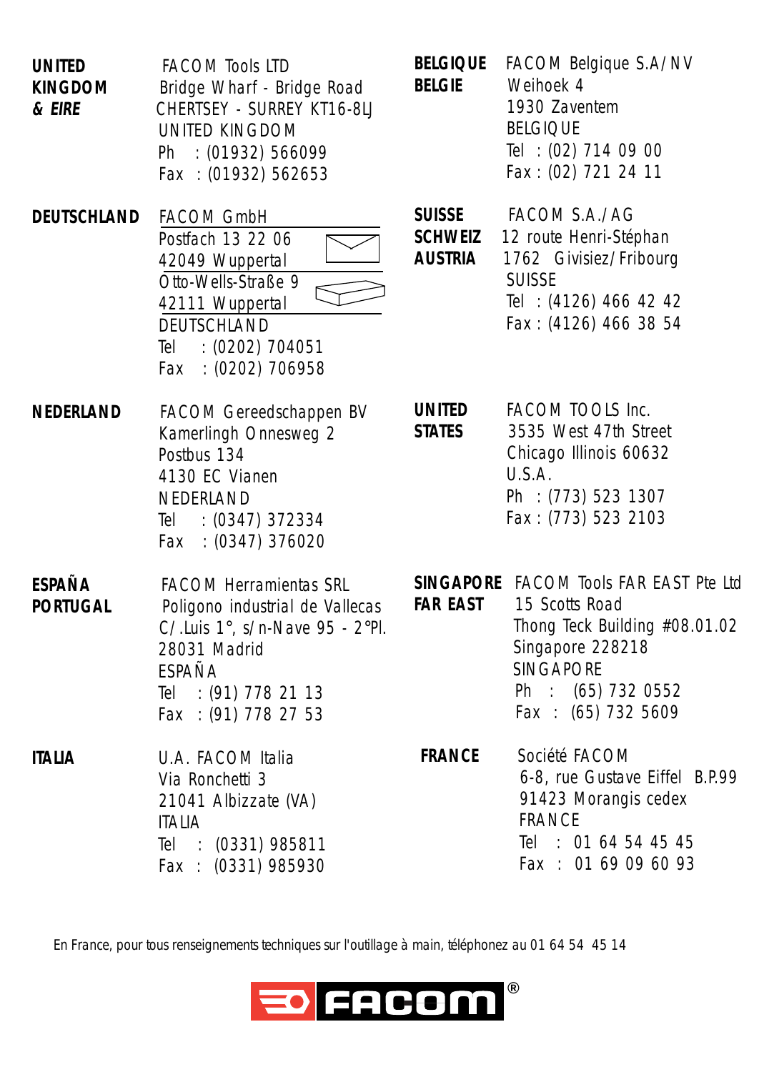**UNITED KINGDOM & *EIRE***

FACOM Tools LTD
Bridge Wharf - Bridge Road
CHERTSEY - SURREY KT16-8LJ
UNITED KINGDOM
Ph : (01932) 566099
Fax : (01932) 562653

**BELGIQUE BELGIE**

FACOM Belgique S.A/NV
Weihoek 4
1930 Zaventem
BELGIQUE
Tel : (02) 714 09 00
Fax : (02) 721 24 11

**DEUTSCHLAND**

FACOM GmbH
Postfach 13 22 06
42049 Wuppertal
Otto-Wells-Straße 9
42111 Wuppertal
DEUTSCHLAND
Tel : (0202) 704051
Fax : (0202) 706958

**SUISSE SCHWEIZ AUSTRIA**

FACOM S.A./AG
12 route Henri-Stéphan
1762 Givisiez/Fribourg
SUISSE
Tel : (4126) 466 42 42
Fax : (4126) 466 38 54

**NEDERLAND**

FACOM Gereedschappen BV
Kamerlingh Onnesweg 2
Postbus 134
4130 EC Vianen
NEDERLAND
Tel : (0347) 372334
Fax : (0347) 376020

**UNITED STATES**

FACOM TOOLS Inc.
3535 West 47th Street
Chicago Illinois 60632
U.S.A.
Ph : (773) 523 1307
Fax : (773) 523 2103

**ESPAÑA PORTUGAL**

FACOM Herramientas SRL
Poligono industrial de Vallecas
C/.Luis 1°, s/n-Nave 95 - 2°Pl.
28031 Madrid
ESPAÑA
Tel : (91) 778 21 13
Fax : (91) 778 27 53

**SINGAPORE FAR EAST**

FACOM Tools FAR EAST Pte Ltd
15 Scotts Road
Thong Teck Building #08.01.02
Singapore 228218
SINGAPORE
Ph : (65) 732 0552
Fax : (65) 732 5609

**ITALIA**

U.A. FACOM Italia
Via Ronchetti 3
21041 Albizzate (VA)
ITALIA
Tel : (0331) 985811
Fax : (0331) 985930

**FRANCE**

Société FACOM
6-8, rue Gustave Eiffel B.P.99
91423 Morangis cedex
FRANCE
Tel : 01 64 54 45 45
Fax : 01 69 09 60 93

En France, pour tous renseignements techniques sur l'outillage à main, téléphonez au 01 64 54 45 14

FACOM®